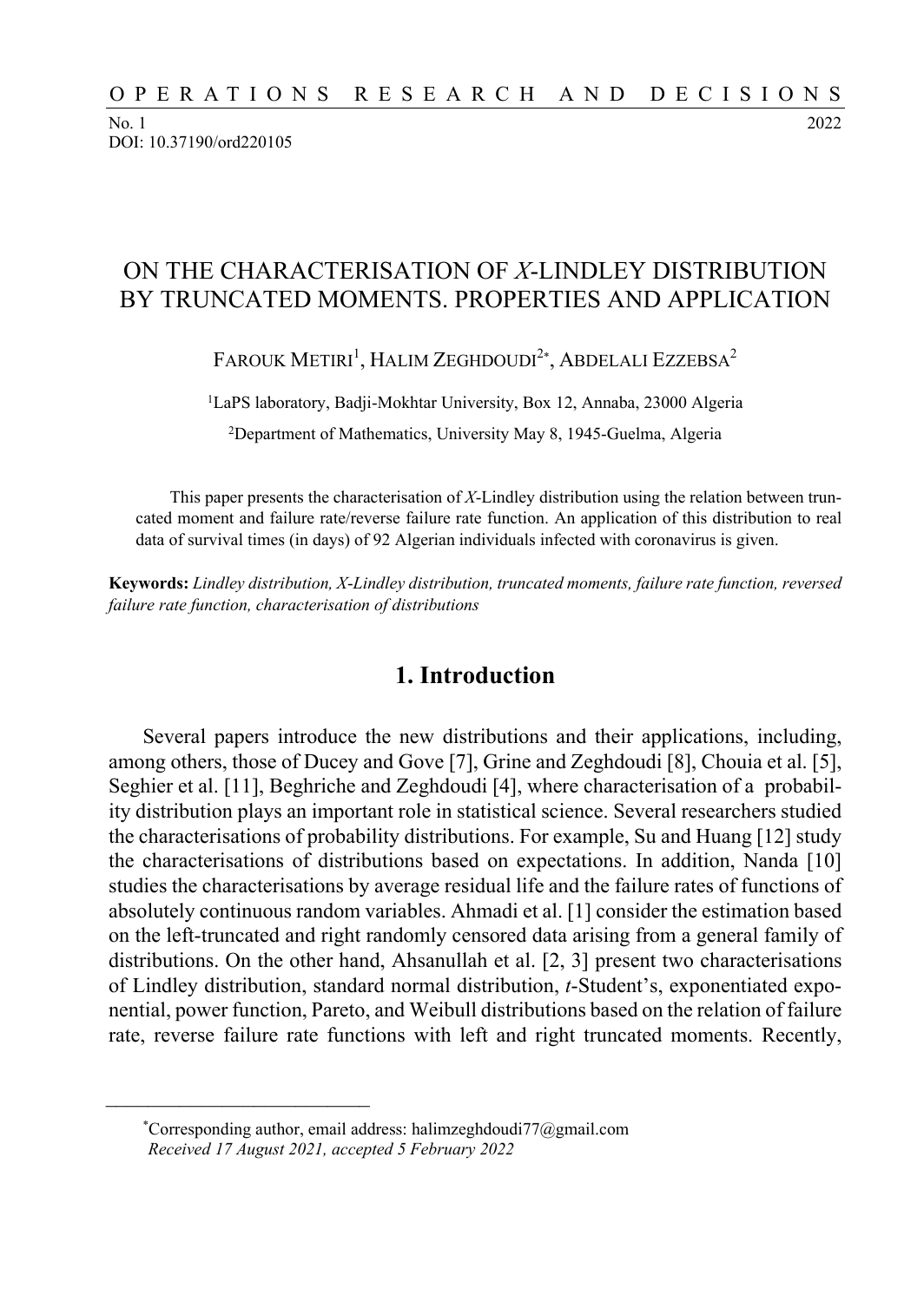# ON THE CHARACTERISATION OF *X*-LINDLEY DISTRIBUTION BY TRUNCATED MOMENTS. PROPERTIES AND APPLICATION

FAROUK METIRI[1], HALIM ZEGHDOUDI[2*], ABDELALI EZZEBSA[2]

[1]LaPS laboratory, Badji-Mokhtar University, Box 12, Annaba, 23000 Algeria

[2]Department of Mathematics, University May 8, 1945-Guelma, Algeria

This paper presents the characterisation of *X*-Lindley distribution using the relation between truncated moment and failure rate/reverse failure rate function. An application of this distribution to real data of survival times (in days) of 92 Algerian individuals infected with coronavirus is given.

**Keywords:** *Lindley distribution, X-Lindley distribution, truncated moments, failure rate function, reversed failure rate function, characterisation of distributions*

## 1. Introduction

Several papers introduce the new distributions and their applications, including, among others, those of Ducey and Gove [7], Grine and Zeghdoudi [8], Chouia et al. [5], Seghier et al. [11], Beghriche and Zeghdoudi [4], where characterisation of a probability distribution plays an important role in statistical science. Several researchers studied the characterisations of probability distributions. For example, Su and Huang [12] study the characterisations of distributions based on expectations. In addition, Nanda [10] studies the characterisations by average residual life and the failure rates of functions of absolutely continuous random variables. Ahmadi et al. [1] consider the estimation based on the left-truncated and right randomly censored data arising from a general family of distributions. On the other hand, Ahsanullah et al. [2, 3] present two characterisations of Lindley distribution, standard normal distribution, *t*-Student's, exponentiated exponential, power function, Pareto, and Weibull distributions based on the relation of failure rate, reverse failure rate functions with left and right truncated moments. Recently,

---

*Corresponding author, email address: halimzeghdoudi77@gmail.com
*Received 17 August 2021, accepted 5 February 2022*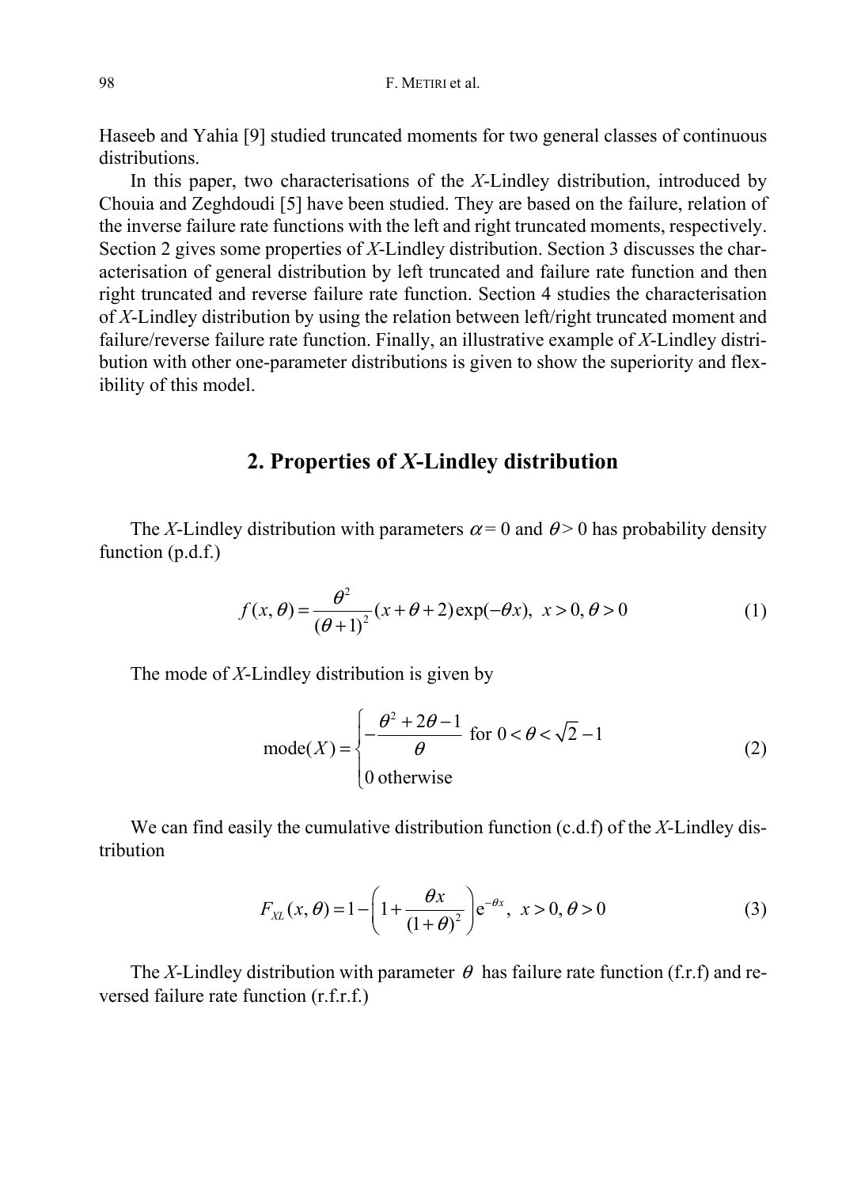Haseeb and Yahia [9] studied truncated moments for two general classes of continuous distributions.

In this paper, two characterisations of the *X*-Lindley distribution, introduced by Chouia and Zeghdoudi [5] have been studied. They are based on the failure, relation of the inverse failure rate functions with the left and right truncated moments, respectively. Section 2 gives some properties of *X*-Lindley distribution. Section 3 discusses the characterisation of general distribution by left truncated and failure rate function and then right truncated and reverse failure rate function. Section 4 studies the characterisation of *X*-Lindley distribution by using the relation between left/right truncated moment and failure/reverse failure rate function. Finally, an illustrative example of *X*-Lindley distribution with other one-parameter distributions is given to show the superiority and flexibility of this model.

## 2. Properties of *X*-Lindley distribution

The *X*-Lindley distribution with parameters $\alpha = 0$ and $\theta > 0$ has probability density function (p.d.f.)

$$f(x,\theta) = \frac{\theta^2}{(\theta+1)^2}(x+\theta+2)\exp(-\theta x),\ \ x>0, \theta>0 \tag{1}$$

The mode of *X*-Lindley distribution is given by

$$\text{mode}(X) = \begin{cases} -\dfrac{\theta^2+2\theta-1}{\theta} & \text{for } 0<\theta<\sqrt{2}-1 \\ 0 & \text{otherwise} \end{cases} \tag{2}$$

We can find easily the cumulative distribution function (c.d.f) of the *X*-Lindley distribution

$$F_{XL}(x,\theta) = 1-\left(1+\frac{\theta x}{(1+\theta)^2}\right)\mathrm{e}^{-\theta x},\ \ x>0, \theta>0 \tag{3}$$

The *X*-Lindley distribution with parameter $\theta$ has failure rate function (f.r.f) and reversed failure rate function (r.f.r.f.)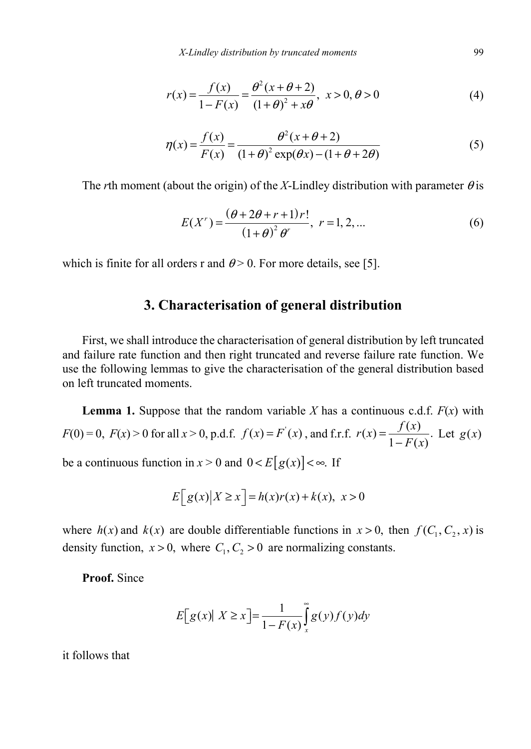$$r(x) = \frac{f(x)}{1-F(x)} = \frac{\theta^2(x+\theta+2)}{(1+\theta)^2 + x\theta}, \ x > 0, \theta > 0 \tag{4}$$

$$\eta(x) = \frac{f(x)}{F(x)} = \frac{\theta^2(x+\theta+2)}{(1+\theta)^2 \exp(\theta x) - (1+\theta+2\theta)} \tag{5}$$

The $r$th moment (about the origin) of the $X$-Lindley distribution with parameter $\theta$ is

$$E(X^r) = \frac{(\theta + 2\theta + r + 1)r!}{(1+\theta)^2 \theta^r}, \ r = 1, 2, ... \tag{6}$$

which is finite for all orders r and $\theta > 0$. For more details, see [5].

## 3. Characterisation of general distribution

First, we shall introduce the characterisation of general distribution by left truncated and failure rate function and then right truncated and reverse failure rate function. We use the following lemmas to give the characterisation of the general distribution based on left truncated moments.

**Lemma 1.** Suppose that the random variable $X$ has a continuous c.d.f. $F(x)$ with $F(0) = 0$, $F(x) > 0$ for all $x > 0$, p.d.f. $f(x) = F'(x)$, and f.r.f. $r(x) = \frac{f(x)}{1-F(x)}$. Let $g(x)$ be a continuous function in $x > 0$ and $0 < E[g(x)] < \infty$. If

$$E\left[g(x) \middle| X \geq x\right] = h(x)r(x) + k(x), \ x > 0$$

where $h(x)$ and $k(x)$ are double differentiable functions in $x > 0$, then $f(C_1, C_2, x)$ is density function, $x > 0$, where $C_1, C_2 > 0$ are normalizing constants.

**Proof.** Since

$$E\left[g(x) \middle| X \geq x\right] = \frac{1}{1-F(x)} \int_x^\infty g(y) f(y) dy$$

it follows that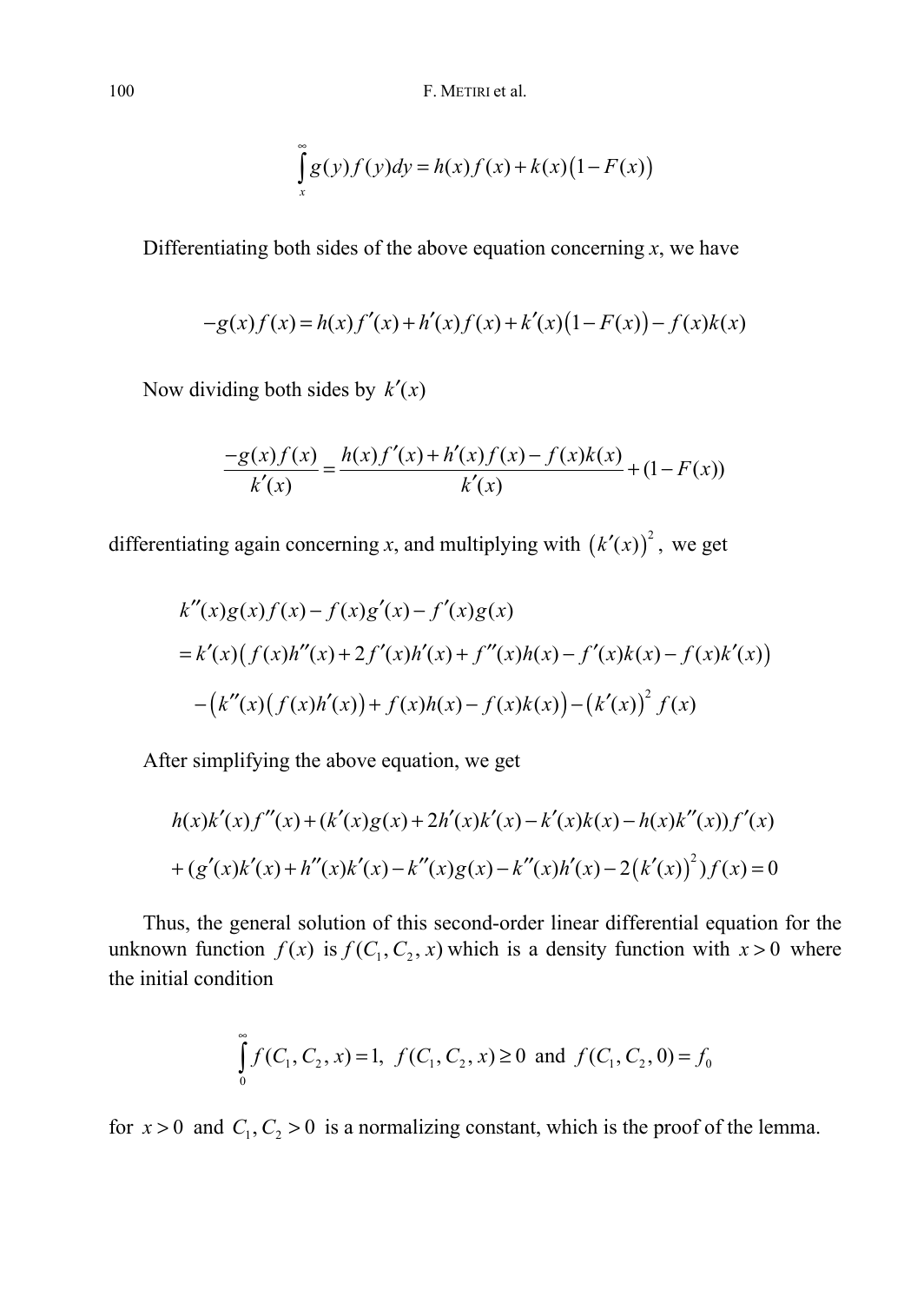$$\int_x^\infty g(y) f(y) dy = h(x) f(x) + k(x)\left(1 - F(x)\right)$$

Differentiating both sides of the above equation concerning $x$, we have

$$-g(x) f(x) = h(x) f'(x) + h'(x) f(x) + k'(x)\left(1 - F(x)\right) - f(x) k(x)$$

Now dividing both sides by $k'(x)$

$$\frac{-g(x) f(x)}{k'(x)} = \frac{h(x) f'(x) + h'(x) f(x) - f(x) k(x)}{k'(x)} + (1 - F(x))$$

differentiating again concerning $x$, and multiplying with $\left(k'(x)\right)^2$, we get

$$\begin{aligned}
& k''(x) g(x) f(x) - f(x) g'(x) - f'(x) g(x) \\
& = k'(x)\left( f(x) h''(x) + 2 f'(x) h'(x) + f''(x) h(x) - f'(x) k(x) - f(x) k'(x)\right) \\
& \quad - \left( k''(x)\left( f(x) h'(x)\right) + f(x) h(x) - f(x) k(x)\right) - \left(k'(x)\right)^2 f(x)
\end{aligned}$$

After simplifying the above equation, we get

$$\begin{aligned}
& h(x) k'(x) f''(x) + (k'(x) g(x) + 2 h'(x) k'(x) - k'(x) k(x) - h(x) k''(x)) f'(x) \\
& + (g'(x) k'(x) + h''(x) k'(x) - k''(x) g(x) - k''(x) h'(x) - 2\left(k'(x)\right)^2) f(x) = 0
\end{aligned}$$

Thus, the general solution of this second-order linear differential equation for the unknown function $f(x)$ is $f(C_1, C_2, x)$ which is a density function with $x > 0$ where the initial condition

$$\int_0^\infty f(C_1, C_2, x) = 1, \;\; f(C_1, C_2, x) \geq 0 \;\text{ and }\; f(C_1, C_2, 0) = f_0$$

for $x > 0$ and $C_1, C_2 > 0$ is a normalizing constant, which is the proof of the lemma.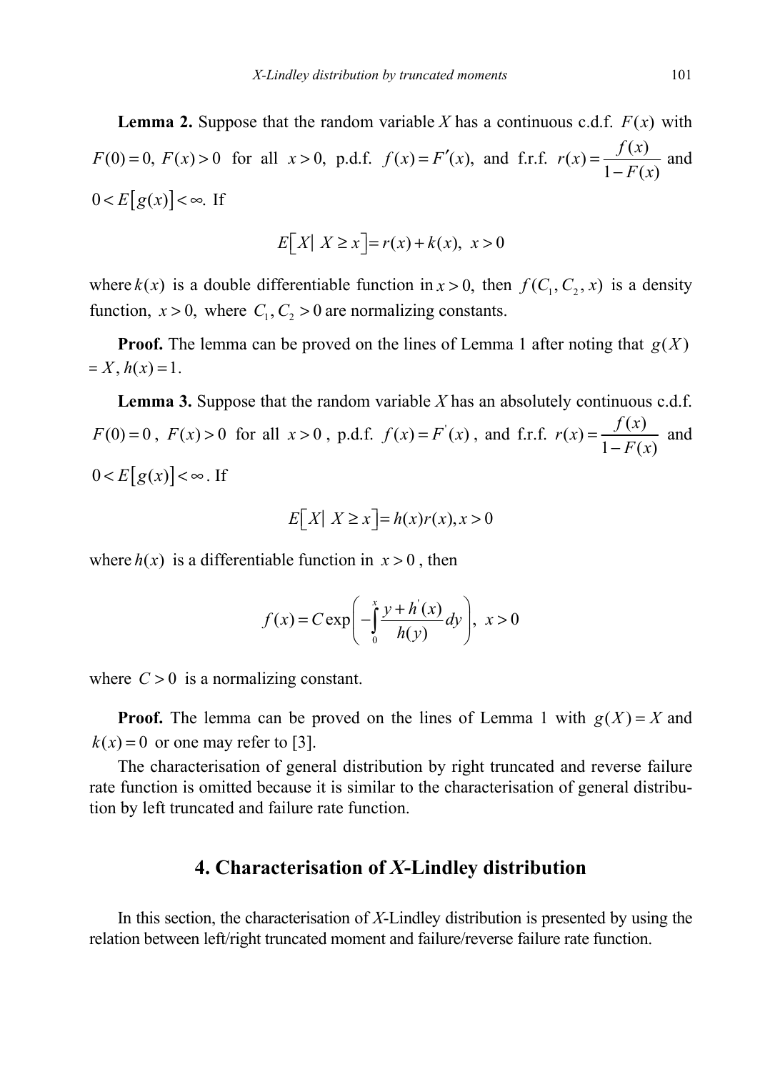**Lemma 2.** Suppose that the random variable $X$ has a continuous c.d.f. $F(x)$ with $F(0)=0,\ F(x)>0$ for all $x>0,$ p.d.f. $f(x)=F'(x),$ and f.r.f. $r(x)=\dfrac{f(x)}{1-F(x)}$ and $0<E\left[g(x)\right]<\infty.$ If

$$E\left[X|\ X\geq x\right]=r(x)+k(x),\ \ x>0$$

where $k(x)$ is a double differentiable function in $x>0,$ then $f(C_1,C_2,x)$ is a density function, $x>0,$ where $C_1,C_2>0$ are normalizing constants.

**Proof.** The lemma can be proved on the lines of Lemma 1 after noting that $g(X)=X,\ h(x)=1.$

**Lemma 3.** Suppose that the random variable $X$ has an absolutely continuous c.d.f. $F(0)=0$, $F(x)>0$ for all $x>0$, p.d.f. $f(x)=F^{'}(x)$, and f.r.f. $r(x)=\dfrac{f(x)}{1-F(x)}$ and $0<E\left[g(x)\right]<\infty$. If

$$E\left[X|\ X\geq x\right]=h(x)r(x), x>0$$

where $h(x)$ is a differentiable function in $x>0$, then

$$f(x)=C\exp\left(-\int_0^x\frac{y+h^{'}(x)}{h(y)}dy\right),\ \ x>0$$

where $C>0$ is a normalizing constant.

**Proof.** The lemma can be proved on the lines of Lemma 1 with $g(X)=X$ and $k(x)=0$ or one may refer to [3].

The characterisation of general distribution by right truncated and reverse failure rate function is omitted because it is similar to the characterisation of general distribution by left truncated and failure rate function.

## 4. Characterisation of *X*-Lindley distribution

In this section, the characterisation of *X*-Lindley distribution is presented by using the relation between left/right truncated moment and failure/reverse failure rate function.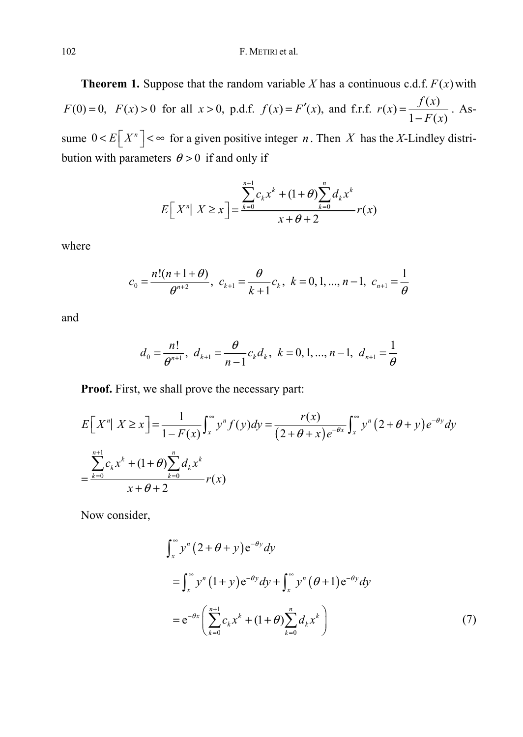**Theorem 1.** Suppose that the random variable $X$ has a continuous c.d.f. $F(x)$ with $F(0)=0,\ F(x)>0$ for all $x>0$, p.d.f. $f(x)=F'(x)$, and f.r.f. $r(x)=\dfrac{f(x)}{1-F(x)}$. Assume $0<E\left[X^n\right]<\infty$ for a given positive integer $n$. Then $X$ has the $X$-Lindley distribution with parameters $\theta>0$ if and only if

$$E\left[X^n \middle|\, X\geq x\right]=\frac{\sum_{k=0}^{n+1}c_k x^k+(1+\theta)\sum_{k=0}^{n}d_k x^k}{x+\theta+2}r(x)$$

where

$$c_0=\frac{n!(n+1+\theta)}{\theta^{n+2}},\ c_{k+1}=\frac{\theta}{k+1}c_k,\ k=0,1,...,n-1,\ c_{n+1}=\frac{1}{\theta}$$

and

$$d_0=\frac{n!}{\theta^{n+1}},\ d_{k+1}=\frac{\theta}{n-1}c_k d_k,\ k=0,1,...,n-1,\ d_{n+1}=\frac{1}{\theta}$$

**Proof.** First, we shall prove the necessary part:

$$E\left[X^n \middle|\, X\geq x\right]=\frac{1}{1-F(x)}\int_x^\infty y^n f(y)dy=\frac{r(x)}{\left(2+\theta+x\right)e^{-\theta x}}\int_x^\infty y^n\left(2+\theta+y\right)e^{-\theta y}dy$$

$$=\frac{\sum_{k=0}^{n+1}c_k x^k+(1+\theta)\sum_{k=0}^{n}d_k x^k}{x+\theta+2}r(x)$$

Now consider,

$$\begin{aligned}
&\int_x^\infty y^n\left(2+\theta+y\right)\mathrm{e}^{-\theta y}dy\\
&=\int_x^\infty y^n\left(1+y\right)\mathrm{e}^{-\theta y}dy+\int_x^\infty y^n\left(\theta+1\right)\mathrm{e}^{-\theta y}dy\\
&=\mathrm{e}^{-\theta x}\left(\sum_{k=0}^{n+1}c_k x^k+(1+\theta)\sum_{k=0}^{n}d_k x^k\right)
\end{aligned}\tag{7}$$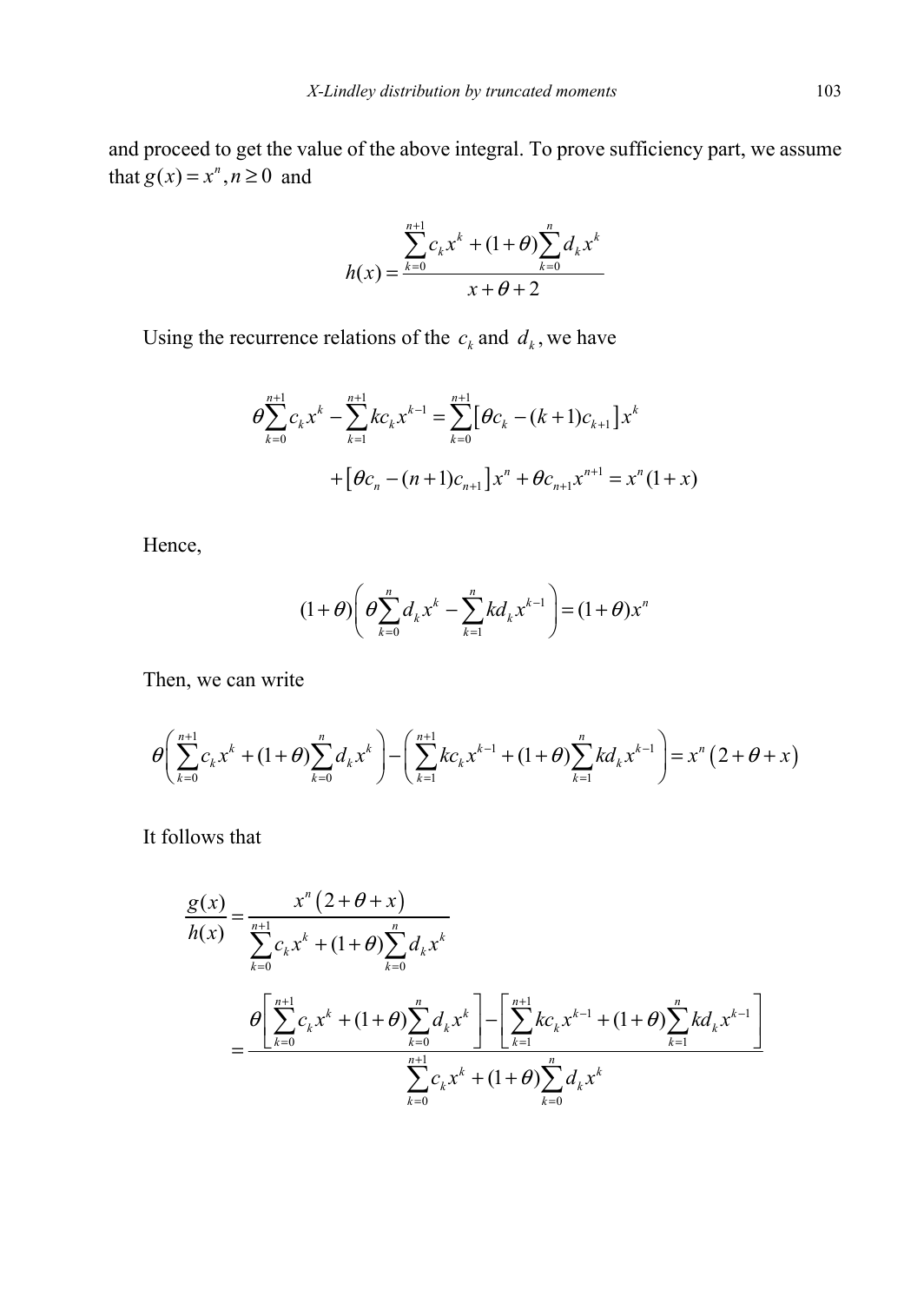and proceed to get the value of the above integral. To prove sufficiency part, we assume that $g(x) = x^n, n \geq 0$ and

$$h(x) = \frac{\sum_{k=0}^{n+1} c_k x^k + (1+\theta)\sum_{k=0}^{n} d_k x^k}{x+\theta+2}$$

Using the recurrence relations of the $c_k$ and $d_k$, we have

$$\theta\sum_{k=0}^{n+1} c_k x^k - \sum_{k=1}^{n+1} k c_k x^{k-1} = \sum_{k=0}^{n+1}\left[\theta c_k - (k+1)c_{k+1}\right]x^k$$

$$+\left[\theta c_n - (n+1)c_{n+1}\right]x^n + \theta c_{n+1}x^{n+1} = x^n(1+x)$$

Hence,

$$(1+\theta)\left(\theta\sum_{k=0}^{n} d_k x^k - \sum_{k=1}^{n} k d_k x^{k-1}\right) = (1+\theta)x^n$$

Then, we can write

$$\theta\left(\sum_{k=0}^{n+1} c_k x^k + (1+\theta)\sum_{k=0}^{n} d_k x^k\right) - \left(\sum_{k=1}^{n+1} k c_k x^{k-1} + (1+\theta)\sum_{k=1}^{n} k d_k x^{k-1}\right) = x^n\left(2+\theta+x\right)$$

It follows that

$$\frac{g(x)}{h(x)} = \frac{x^n\left(2+\theta+x\right)}{\sum_{k=0}^{n+1} c_k x^k + (1+\theta)\sum_{k=0}^{n} d_k x^k}$$

$$= \frac{\theta\left[\sum_{k=0}^{n+1} c_k x^k + (1+\theta)\sum_{k=0}^{n} d_k x^k\right] - \left[\sum_{k=1}^{n+1} k c_k x^{k-1} + (1+\theta)\sum_{k=1}^{n} k d_k x^{k-1}\right]}{\sum_{k=0}^{n+1} c_k x^k + (1+\theta)\sum_{k=0}^{n} d_k x^k}$$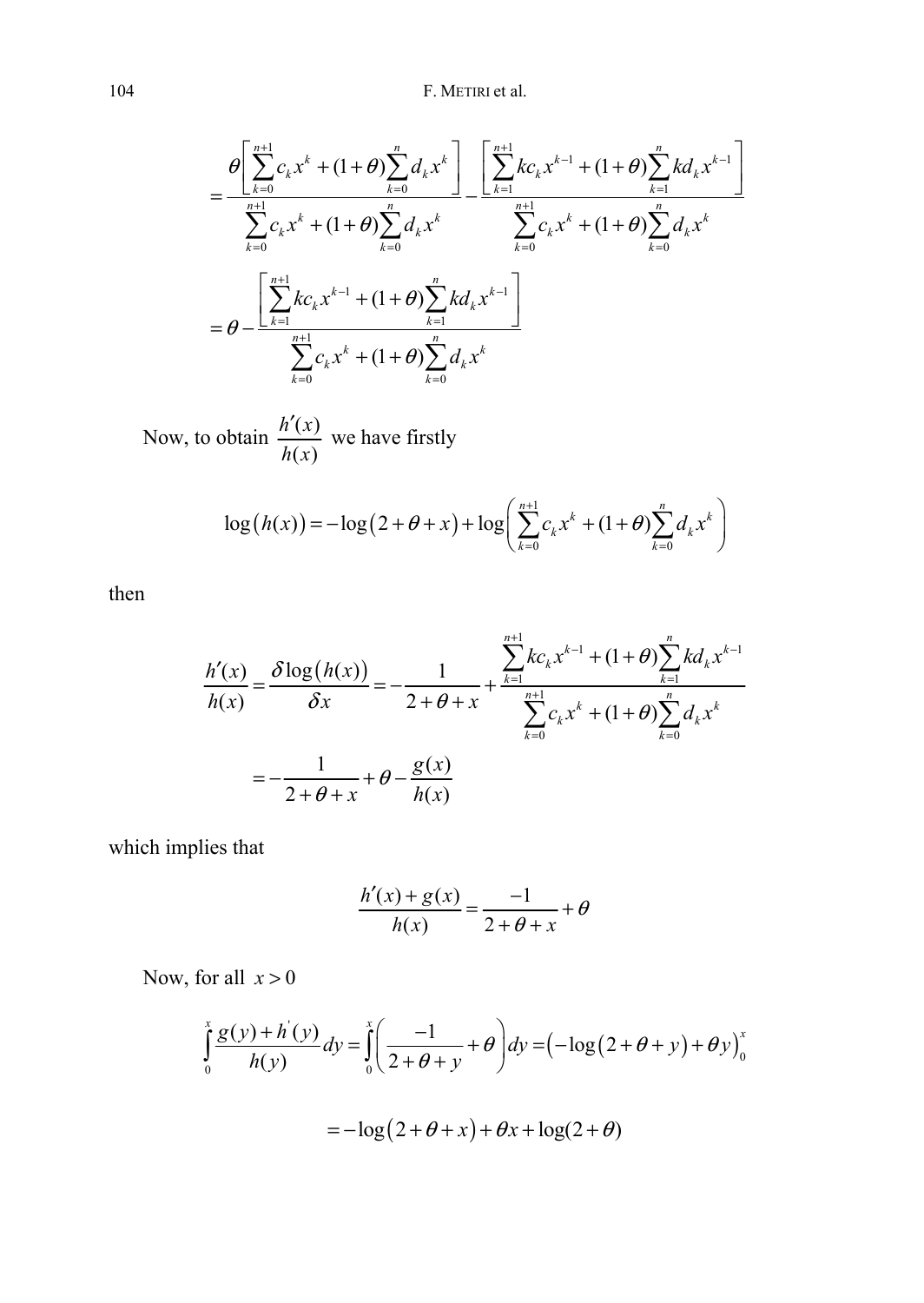$$
= \frac{\theta\left[\sum_{k=0}^{n+1} c_k x^k + (1+\theta)\sum_{k=0}^{n} d_k x^k\right]}{\sum_{k=0}^{n+1} c_k x^k + (1+\theta)\sum_{k=0}^{n} d_k x^k} - \frac{\left[\sum_{k=1}^{n+1} k c_k x^{k-1} + (1+\theta)\sum_{k=1}^{n} k d_k x^{k-1}\right]}{\sum_{k=0}^{n+1} c_k x^k + (1+\theta)\sum_{k=0}^{n} d_k x^k}
$$

$$
= \theta - \frac{\left[\sum_{k=1}^{n+1} k c_k x^{k-1} + (1+\theta)\sum_{k=1}^{n} k d_k x^{k-1}\right]}{\sum_{k=0}^{n+1} c_k x^k + (1+\theta)\sum_{k=0}^{n} d_k x^k}
$$

Now, to obtain $\frac{h'(x)}{h(x)}$ we have firstly

$$
\log\left(h(x)\right) = -\log\left(2+\theta+x\right) + \log\left(\sum_{k=0}^{n+1} c_k x^k + (1+\theta)\sum_{k=0}^{n} d_k x^k\right)
$$

then

$$
\frac{h'(x)}{h(x)} = \frac{\delta \log\left(h(x)\right)}{\delta x} = -\frac{1}{2+\theta+x} + \frac{\sum_{k=1}^{n+1} k c_k x^{k-1} + (1+\theta)\sum_{k=1}^{n} k d_k x^{k-1}}{\sum_{k=0}^{n+1} c_k x^k + (1+\theta)\sum_{k=0}^{n} d_k x^k}
$$

$$
= -\frac{1}{2+\theta+x} + \theta - \frac{g(x)}{h(x)}
$$

which implies that

$$
\frac{h'(x) + g(x)}{h(x)} = \frac{-1}{2+\theta+x} + \theta
$$

Now, for all $x > 0$

$$
\int_0^x \frac{g(y) + h'(y)}{h(y)} dy = \int_0^x \left(\frac{-1}{2+\theta+y} + \theta\right) dy = \left(-\log\left(2+\theta+y\right) + \theta y\right)_0^x
$$

$$
= -\log\left(2+\theta+x\right) + \theta x + \log(2+\theta)
$$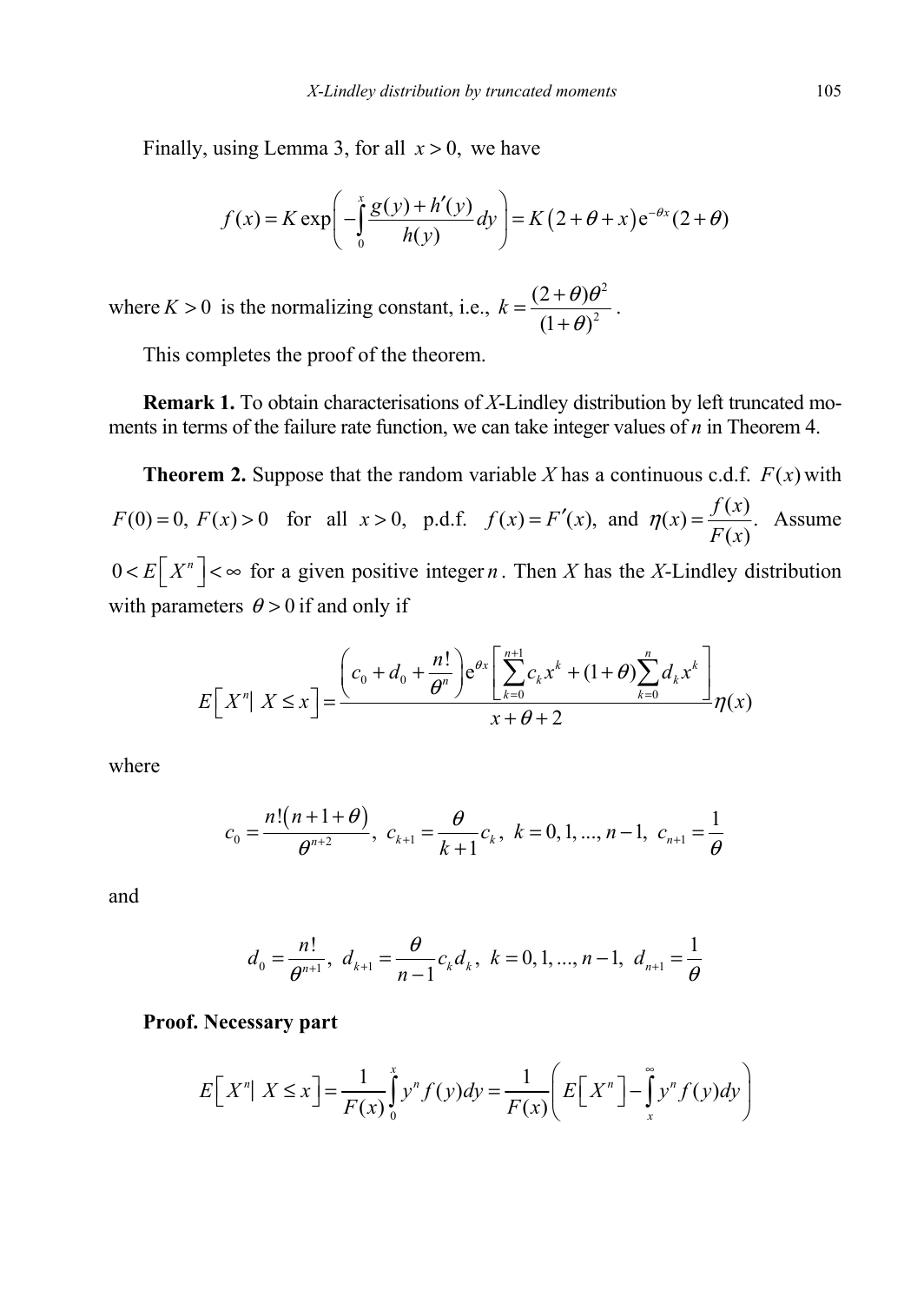Finally, using Lemma 3, for all $x > 0$, we have

$$f(x) = K \exp\left( -\int_0^x \frac{g(y) + h'(y)}{h(y)} dy \right) = K\left(2 + \theta + x\right) \mathrm{e}^{-\theta x} (2 + \theta)$$

where $K > 0$ is the normalizing constant, i.e., $k = \dfrac{(2+\theta)\theta^2}{(1+\theta)^2}$.

This completes the proof of the theorem.

**Remark 1.** To obtain characterisations of *X*-Lindley distribution by left truncated moments in terms of the failure rate function, we can take integer values of *n* in Theorem 4.

**Theorem 2.** Suppose that the random variable *X* has a continuous c.d.f. $F(x)$ with $F(0) = 0,\ F(x) > 0$ for all $x > 0$, p.d.f. $f(x) = F'(x)$, and $\eta(x) = \dfrac{f(x)}{F(x)}$. Assume $0 < E\left[X^n\right] < \infty$ for a given positive integer $n$. Then *X* has the *X*-Lindley distribution with parameters $\theta > 0$ if and only if

$$E\left[X^n \mid X \leq x\right] = \frac{\left(c_0 + d_0 + \dfrac{n!}{\theta^n}\right)\mathrm{e}^{\theta x}\left[\sum_{k=0}^{n+1} c_k x^k + (1+\theta)\sum_{k=0}^{n} d_k x^k\right]}{x + \theta + 2}\eta(x)$$

where

$$c_0 = \frac{n!\left(n+1+\theta\right)}{\theta^{n+2}},\ c_{k+1} = \frac{\theta}{k+1}c_k,\ k = 0, 1, ..., n-1,\ c_{n+1} = \frac{1}{\theta}$$

and

$$d_0 = \frac{n!}{\theta^{n+1}},\ d_{k+1} = \frac{\theta}{n-1}c_k d_k,\ k = 0, 1, ..., n-1,\ d_{n+1} = \frac{1}{\theta}$$

**Proof. Necessary part**

$$E\left[X^n \mid X \leq x\right] = \frac{1}{F(x)}\int_0^x y^n f(y) dy = \frac{1}{F(x)}\left(E\left[X^n\right] - \int_x^\infty y^n f(y) dy\right)$$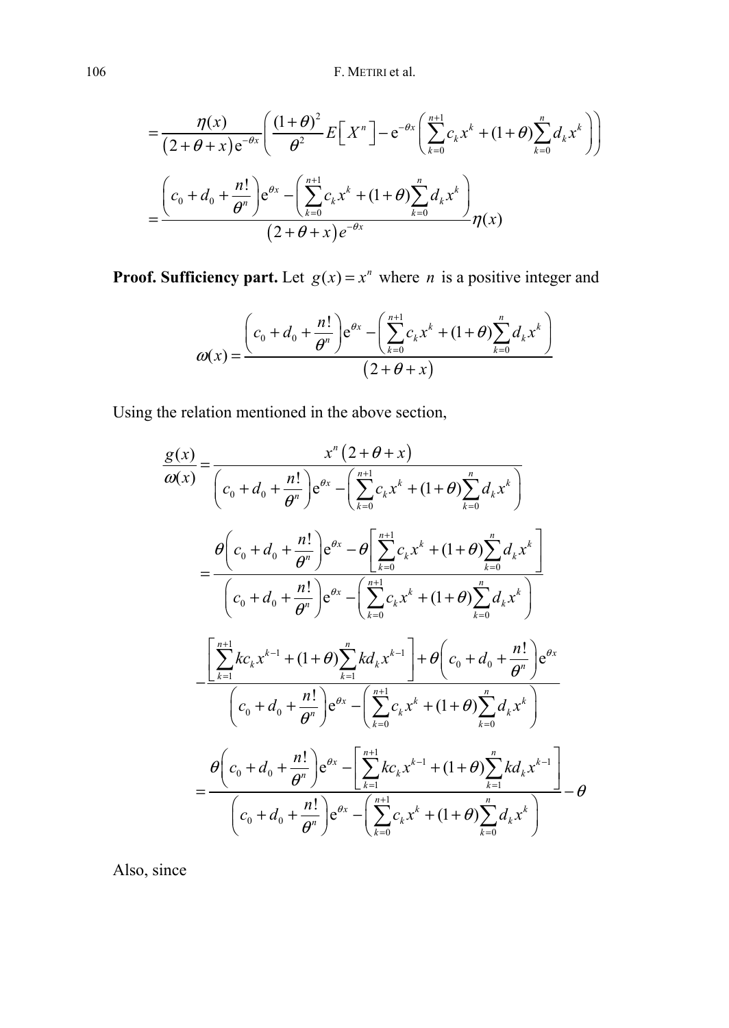$$= \frac{\eta(x)}{\left(2+\theta+x\right)\mathrm{e}^{-\theta x}} \left( \frac{(1+\theta)^2}{\theta^2} E\left[X^n\right] - \mathrm{e}^{-\theta x}\left( \sum_{k=0}^{n+1} c_k x^k + (1+\theta)\sum_{k=0}^{n} d_k x^k \right) \right)$$

$$= \frac{\left( c_0 + d_0 + \frac{n!}{\theta^n} \right)\mathrm{e}^{\theta x} - \left( \sum_{k=0}^{n+1} c_k x^k + (1+\theta)\sum_{k=0}^{n} d_k x^k \right)}{\left(2+\theta+x\right)e^{-\theta x}} \eta(x)$$

**Proof. Sufficiency part.** Let $g(x) = x^n$ where $n$ is a positive integer and

$$\omega(x) = \frac{\left( c_0 + d_0 + \frac{n!}{\theta^n} \right)\mathrm{e}^{\theta x} - \left( \sum_{k=0}^{n+1} c_k x^k + (1+\theta)\sum_{k=0}^{n} d_k x^k \right)}{\left(2+\theta+x\right)}$$

Using the relation mentioned in the above section,

$$\frac{g(x)}{\omega(x)} = \frac{x^n\left(2+\theta+x\right)}{\left( c_0 + d_0 + \frac{n!}{\theta^n} \right)\mathrm{e}^{\theta x} - \left( \sum_{k=0}^{n+1} c_k x^k + (1+\theta)\sum_{k=0}^{n} d_k x^k \right)}$$

$$= \frac{\theta\left( c_0 + d_0 + \frac{n!}{\theta^n} \right)\mathrm{e}^{\theta x} - \theta\left[ \sum_{k=0}^{n+1} c_k x^k + (1+\theta)\sum_{k=0}^{n} d_k x^k \right]}{\left( c_0 + d_0 + \frac{n!}{\theta^n} \right)\mathrm{e}^{\theta x} - \left( \sum_{k=0}^{n+1} c_k x^k + (1+\theta)\sum_{k=0}^{n} d_k x^k \right)}$$

$$- \frac{\left[ \sum_{k=1}^{n+1} k c_k x^{k-1} + (1+\theta)\sum_{k=1}^{n} k d_k x^{k-1} \right] + \theta\left( c_0 + d_0 + \frac{n!}{\theta^n} \right)\mathrm{e}^{\theta x}}{\left( c_0 + d_0 + \frac{n!}{\theta^n} \right)\mathrm{e}^{\theta x} - \left( \sum_{k=0}^{n+1} c_k x^k + (1+\theta)\sum_{k=0}^{n} d_k x^k \right)}$$

$$= \frac{\theta\left( c_0 + d_0 + \frac{n!}{\theta^n} \right)\mathrm{e}^{\theta x} - \left[ \sum_{k=1}^{n+1} k c_k x^{k-1} + (1+\theta)\sum_{k=1}^{n} k d_k x^{k-1} \right]}{\left( c_0 + d_0 + \frac{n!}{\theta^n} \right)\mathrm{e}^{\theta x} - \left( \sum_{k=0}^{n+1} c_k x^k + (1+\theta)\sum_{k=0}^{n} d_k x^k \right)} - \theta$$

Also, since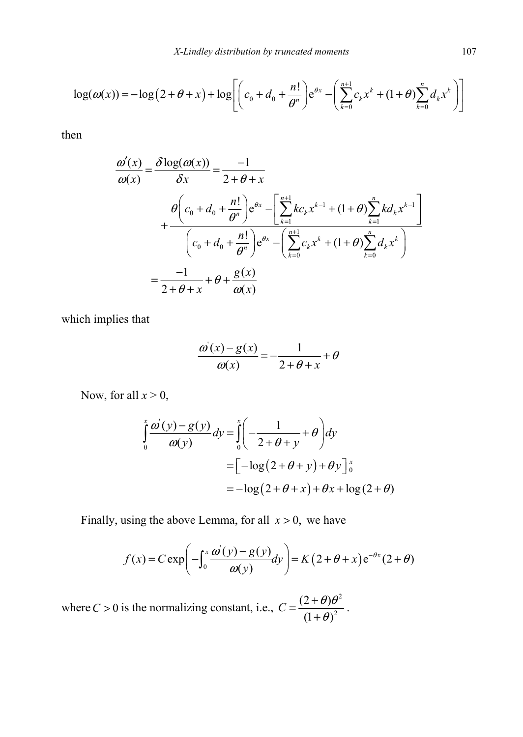$$\log(\omega(x)) = -\log\left(2+\theta+x\right) + \log\left[\left(c_0 + d_0 + \frac{n!}{\theta^n}\right)\mathrm{e}^{\theta x} - \left(\sum_{k=0}^{n+1} c_k x^k + (1+\theta)\sum_{k=0}^{n} d_k x^k\right)\right]$$

then

$$\frac{\omega'(x)}{\omega(x)} = \frac{\delta \log(\omega(x))}{\delta x} = \frac{-1}{2+\theta+x}$$

$$+\frac{\theta\left(c_0 + d_0 + \frac{n!}{\theta^n}\right)\mathrm{e}^{\theta x} - \left[\sum_{k=1}^{n+1} k c_k x^{k-1} + (1+\theta)\sum_{k=1}^{n} k d_k x^{k-1}\right]}{\left(c_0 + d_0 + \frac{n!}{\theta^n}\right)\mathrm{e}^{\theta x} - \left(\sum_{k=0}^{n+1} c_k x^k + (1+\theta)\sum_{k=0}^{n} d_k x^k\right)}$$

$$= \frac{-1}{2+\theta+x} + \theta + \frac{g(x)}{\omega(x)}$$

which implies that

$$\frac{\omega^{'}(x) - g(x)}{\omega(x)} = -\frac{1}{2+\theta+x} + \theta$$

Now, for all $x > 0$,

$$\int_0^x \frac{\omega^{'}(y) - g(y)}{\omega(y)} dy = \int_0^x \left(-\frac{1}{2+\theta+y} + \theta\right) dy$$

$$= \left[-\log\left(2+\theta+y\right) + \theta y\right]_0^x$$

$$= -\log\left(2+\theta+x\right) + \theta x + \log(2+\theta)$$

Finally, using the above Lemma, for all $x > 0$, we have

$$f(x) = C\exp\left(-\int_0^x \frac{\omega^{'}(y) - g(y)}{\omega(y)} dy\right) = K\left(2+\theta+x\right)\mathrm{e}^{-\theta x}(2+\theta)$$

where $C > 0$ is the normalizing constant, i.e., $C = \dfrac{(2+\theta)\theta^2}{(1+\theta)^2}$.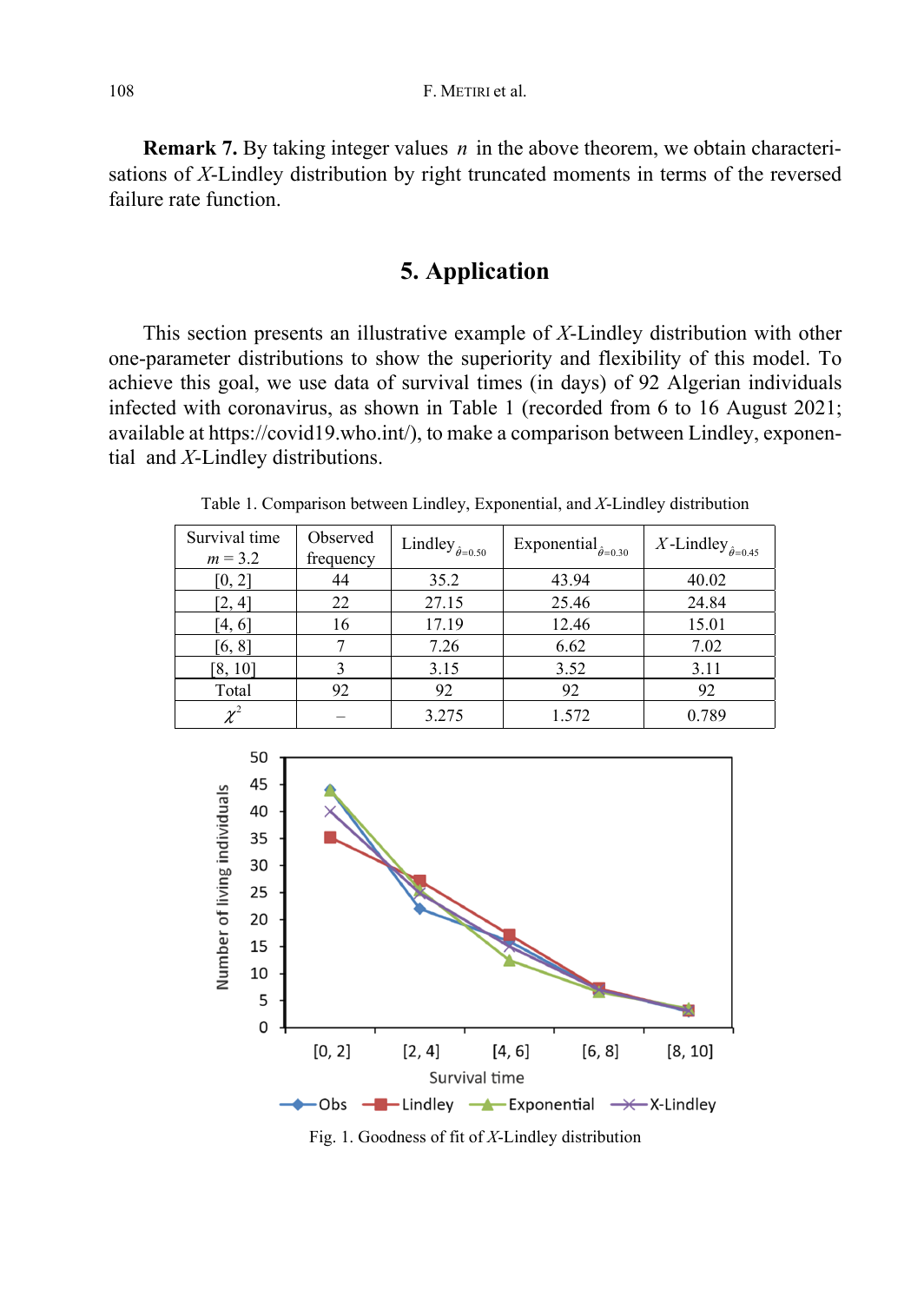**Remark 7.** By taking integer values $n$ in the above theorem, we obtain characterisations of $X$-Lindley distribution by right truncated moments in terms of the reversed failure rate function.

## 5. Application

This section presents an illustrative example of $X$-Lindley distribution with other one-parameter distributions to show the superiority and flexibility of this model. To achieve this goal, we use data of survival times (in days) of 92 Algerian individuals infected with coronavirus, as shown in Table 1 (recorded from 6 to 16 August 2021; available at https://covid19.who.int/), to make a comparison between Lindley, exponential and $X$-Lindley distributions.

Table 1. Comparison between Lindley, Exponential, and $X$-Lindley distribution

| Survival time $m = 3.2$ | Observed frequency | Lindley$_{\hat{\theta}=0.50}$ | Exponential$_{\hat{\theta}=0.30}$ | $X$-Lindley$_{\hat{\theta}=0.45}$ |
|---|---|---|---|---|
| [0, 2] | 44 | 35.2 | 43.94 | 40.02 |
| [2, 4] | 22 | 27.15 | 25.46 | 24.84 |
| [4, 6] | 16 | 17.19 | 12.46 | 15.01 |
| [6, 8] | 7 | 7.26 | 6.62 | 7.02 |
| [8, 10] | 3 | 3.15 | 3.52 | 3.11 |
| Total | 92 | 92 | 92 | 92 |
| $\chi^2$ | – | 3.275 | 1.572 | 0.789 |

Fig. 1. Goodness of fit of $X$-Lindley distribution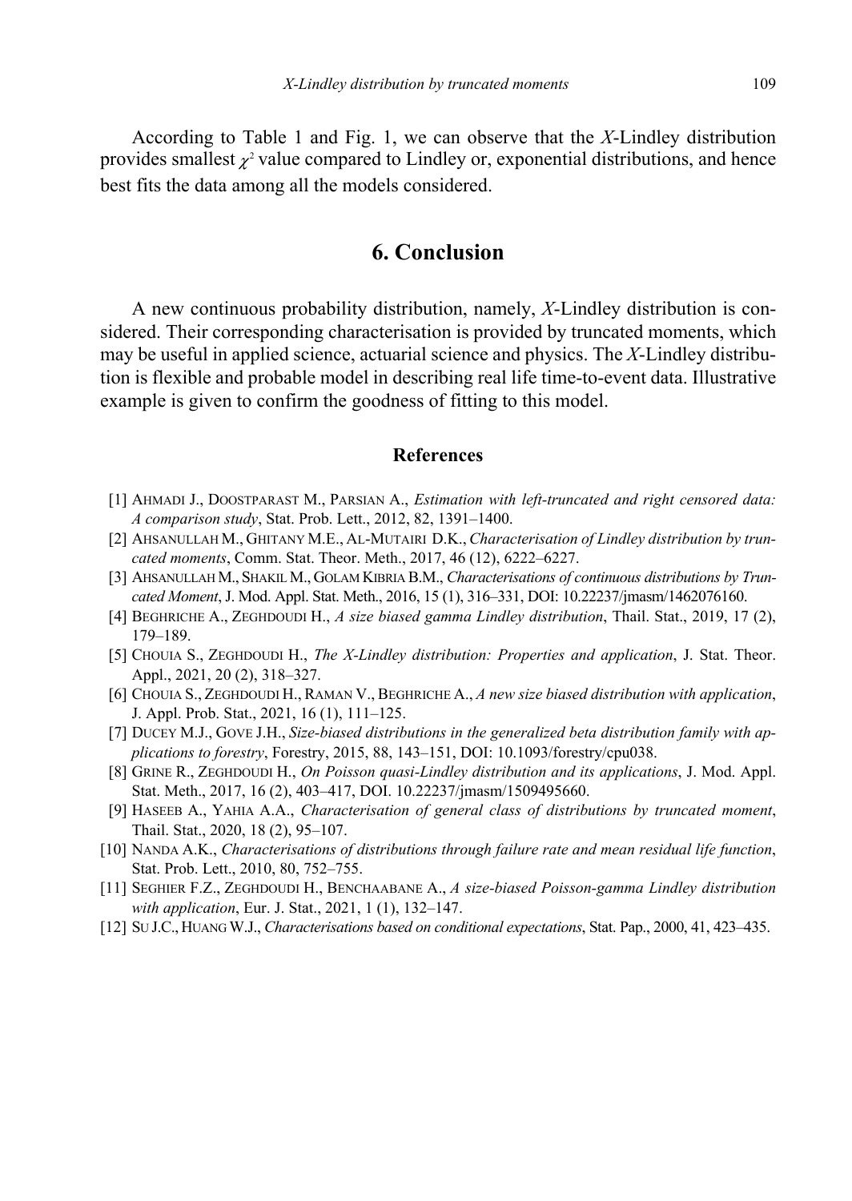According to Table 1 and Fig. 1, we can observe that the *X*-Lindley distribution provides smallest $\chi^2$ value compared to Lindley or, exponential distributions, and hence best fits the data among all the models considered.

## 6. Conclusion

A new continuous probability distribution, namely, *X*-Lindley distribution is considered. Their corresponding characterisation is provided by truncated moments, which may be useful in applied science, actuarial science and physics. The *X*-Lindley distribution is flexible and probable model in describing real life time-to-event data. Illustrative example is given to confirm the goodness of fitting to this model.

### References

[1] AHMADI J., DOOSTPARAST M., PARSIAN A., *Estimation with left-truncated and right censored data: A comparison study*, Stat. Prob. Lett., 2012, 82, 1391–1400.

[2] AHSANULLAH M., GHITANY M.E., AL-MUTAIRI D.K., *Characterisation of Lindley distribution by truncated moments*, Comm. Stat. Theor. Meth., 2017, 46 (12), 6222–6227.

[3] AHSANULLAH M., SHAKIL M., GOLAM KIBRIA B.M., *Characterisations of continuous distributions by Truncated Moment*, J. Mod. Appl. Stat. Meth., 2016, 15 (1), 316–331, DOI: 10.22237/jmasm/1462076160.

[4] BEGHRICHE A., ZEGHDOUDI H., *A size biased gamma Lindley distribution*, Thail. Stat., 2019, 17 (2), 179–189.

[5] CHOUIA S., ZEGHDOUDI H., *The X-Lindley distribution: Properties and application*, J. Stat. Theor. Appl., 2021, 20 (2), 318–327.

[6] CHOUIA S., ZEGHDOUDI H., RAMAN V., BEGHRICHE A., *A new size biased distribution with application*, J. Appl. Prob. Stat., 2021, 16 (1), 111–125.

[7] DUCEY M.J., GOVE J.H., *Size-biased distributions in the generalized beta distribution family with applications to forestry*, Forestry, 2015, 88, 143–151, DOI: 10.1093/forestry/cpu038.

[8] GRINE R., ZEGHDOUDI H., *On Poisson quasi-Lindley distribution and its applications*, J. Mod. Appl. Stat. Meth., 2017, 16 (2), 403–417, DOI. 10.22237/jmasm/1509495660.

[9] HASEEB A., YAHIA A.A., *Characterisation of general class of distributions by truncated moment*, Thail. Stat., 2020, 18 (2), 95–107.

[10] NANDA A.K., *Characterisations of distributions through failure rate and mean residual life function*, Stat. Prob. Lett., 2010, 80, 752–755.

[11] SEGHIER F.Z., ZEGHDOUDI H., BENCHAABANE A., *A size-biased Poisson-gamma Lindley distribution with application*, Eur. J. Stat., 2021, 1 (1), 132–147.

[12] SU J.C., HUANG W.J., *Characterisations based on conditional expectations*, Stat. Pap., 2000, 41, 423–435.